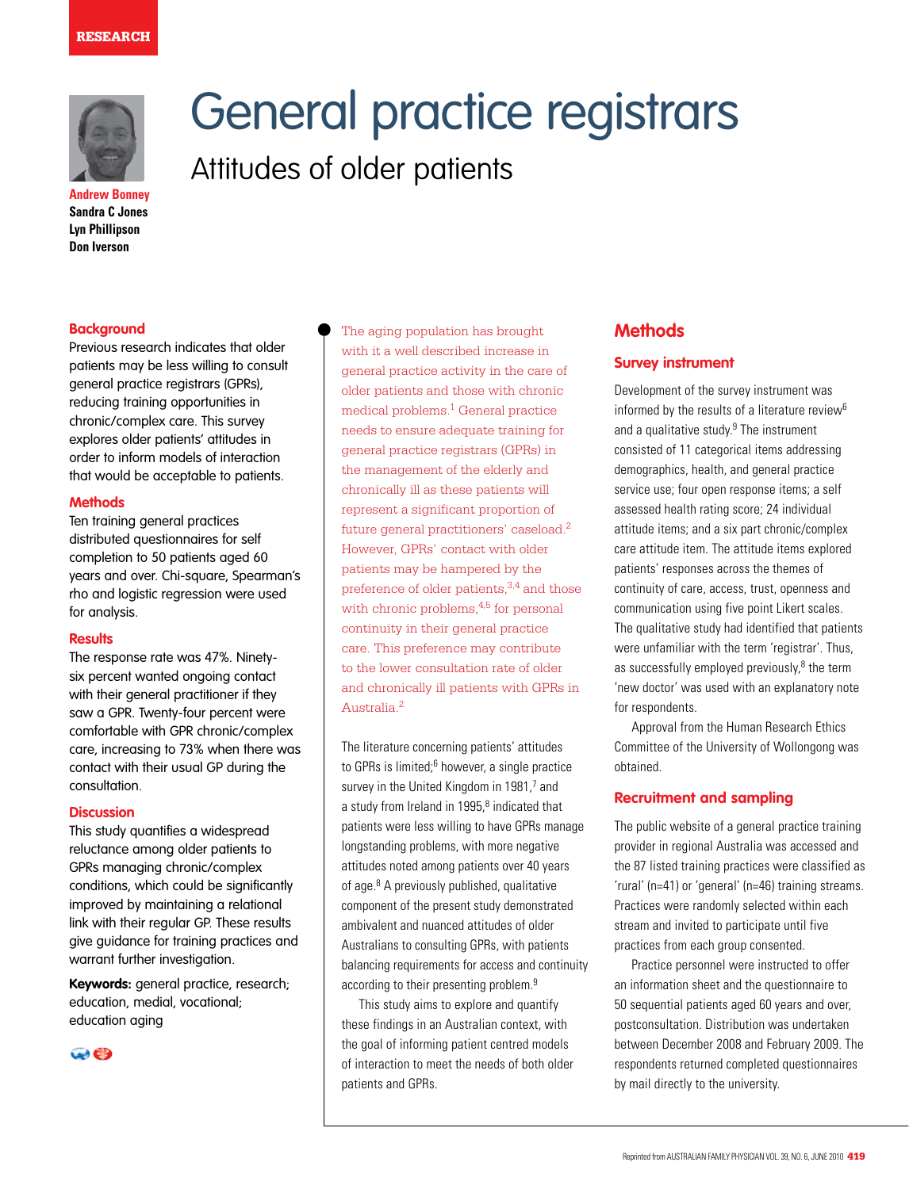RESEARCH

# General practice registrars

## Attitudes of older patients

**Andrew Bonney**
**Sandra C Jones**
**Lyn Phillipson**
**Don Iverson**

### Background

Previous research indicates that older patients may be less willing to consult general practice registrars (GPRs), reducing training opportunities in chronic/complex care. This survey explores older patients' attitudes in order to inform models of interaction that would be acceptable to patients.

### Methods

Ten training general practices distributed questionnaires for self completion to 50 patients aged 60 years and over. Chi-square, Spearman's rho and logistic regression were used for analysis.

### Results

The response rate was 47%. Ninety-six percent wanted ongoing contact with their general practitioner if they saw a GPR. Twenty-four percent were comfortable with GPR chronic/complex care, increasing to 73% when there was contact with their usual GP during the consultation.

### Discussion

This study quantifies a widespread reluctance among older patients to GPRs managing chronic/complex conditions, which could be significantly improved by maintaining a relational link with their regular GP. These results give guidance for training practices and warrant further investigation.

**Keywords:** general practice, research; education, medial, vocational; education aging

The aging population has brought with it a well described increase in general practice activity in the care of older patients and those with chronic medical problems.[1] General practice needs to ensure adequate training for general practice registrars (GPRs) in the management of the elderly and chronically ill as these patients will represent a significant proportion of future general practitioners' caseload.[2] However, GPRs' contact with older patients may be hampered by the preference of older patients,[3,4] and those with chronic problems,[4,5] for personal continuity in their general practice care. This preference may contribute to the lower consultation rate of older and chronically ill patients with GPRs in Australia.[2]

The literature concerning patients' attitudes to GPRs is limited;[6] however, a single practice survey in the United Kingdom in 1981,[7] and a study from Ireland in 1995,[8] indicated that patients were less willing to have GPRs manage longstanding problems, with more negative attitudes noted among patients over 40 years of age.[8] A previously published, qualitative component of the present study demonstrated ambivalent and nuanced attitudes of older Australians to consulting GPRs, with patients balancing requirements for access and continuity according to their presenting problem.[9]

This study aims to explore and quantify these findings in an Australian context, with the goal of informing patient centred models of interaction to meet the needs of both older patients and GPRs.

## Methods

### Survey instrument

Development of the survey instrument was informed by the results of a literature review[6] and a qualitative study.[9] The instrument consisted of 11 categorical items addressing demographics, health, and general practice service use; four open response items; a self assessed health rating score; 24 individual attitude items; and a six part chronic/complex care attitude item. The attitude items explored patients' responses across the themes of continuity of care, access, trust, openness and communication using five point Likert scales. The qualitative study had identified that patients were unfamiliar with the term 'registrar'. Thus, as successfully employed previously,[8] the term 'new doctor' was used with an explanatory note for respondents.

Approval from the Human Research Ethics Committee of the University of Wollongong was obtained.

### Recruitment and sampling

The public website of a general practice training provider in regional Australia was accessed and the 87 listed training practices were classified as 'rural' (n=41) or 'general' (n=46) training streams. Practices were randomly selected within each stream and invited to participate until five practices from each group consented.

Practice personnel were instructed to offer an information sheet and the questionnaire to 50 sequential patients aged 60 years and over, postconsultation. Distribution was undertaken between December 2008 and February 2009. The respondents returned completed questionnaires by mail directly to the university.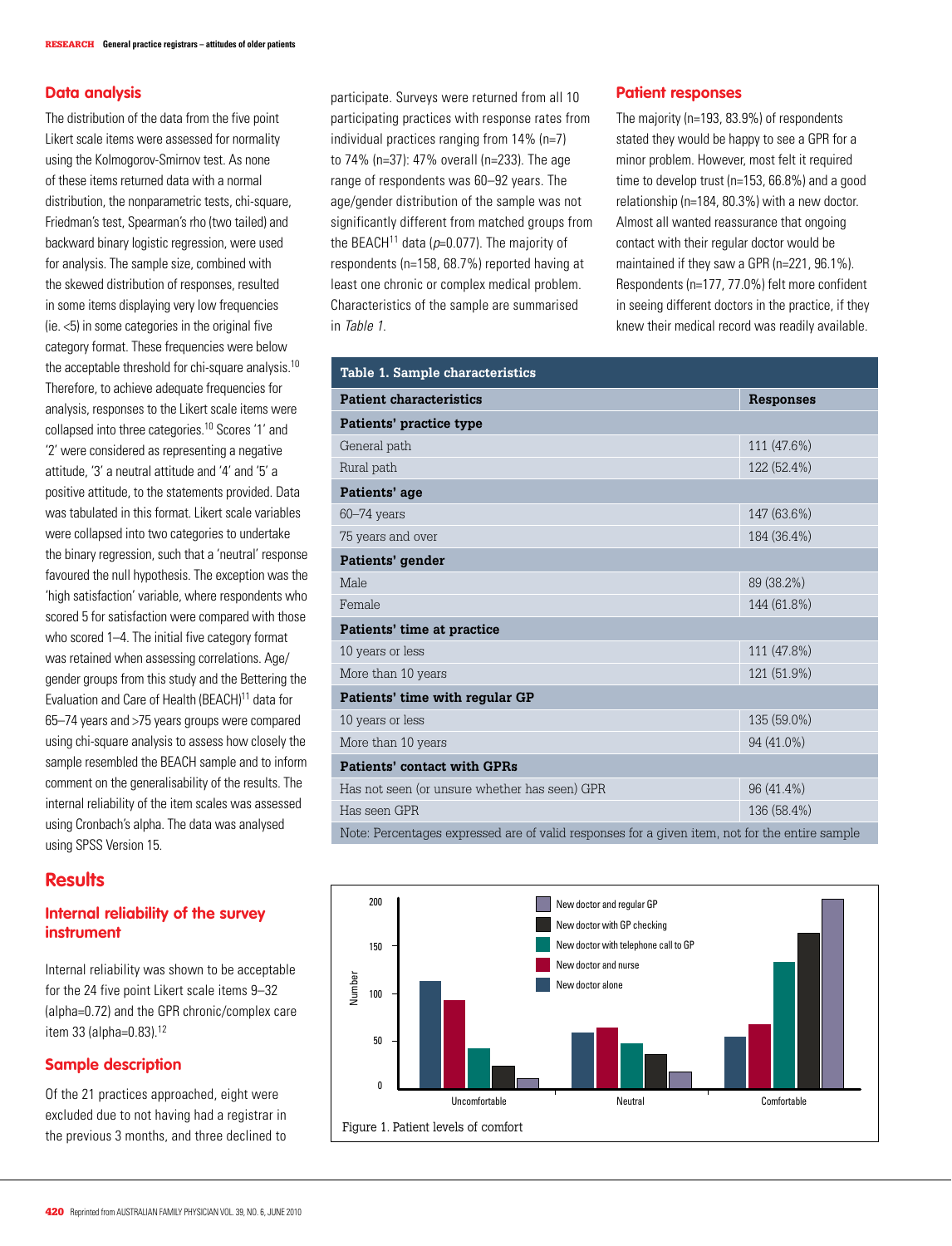## Data analysis

The distribution of the data from the five point Likert scale items were assessed for normality using the Kolmogorov-Smirnov test. As none of these items returned data with a normal distribution, the nonparametric tests, chi-square, Friedman's test, Spearman's rho (two tailed) and backward binary logistic regression, were used for analysis. The sample size, combined with the skewed distribution of responses, resulted in some items displaying very low frequencies (ie. <5) in some categories in the original five category format. These frequencies were below the acceptable threshold for chi-square analysis.[10] Therefore, to achieve adequate frequencies for analysis, responses to the Likert scale items were collapsed into three categories.[10] Scores '1' and '2' were considered as representing a negative attitude, '3' a neutral attitude and '4' and '5' a positive attitude, to the statements provided. Data was tabulated in this format. Likert scale variables were collapsed into two categories to undertake the binary regression, such that a 'neutral' response favoured the null hypothesis. The exception was the 'high satisfaction' variable, where respondents who scored 5 for satisfaction were compared with those who scored 1–4. The initial five category format was retained when assessing correlations. Age/gender groups from this study and the Bettering the Evaluation and Care of Health (BEACH)[11] data for 65–74 years and >75 years groups were compared using chi-square analysis to assess how closely the sample resembled the BEACH sample and to inform comment on the generalisability of the results. The internal reliability of the item scales was assessed using Cronbach's alpha. The data was analysed using SPSS Version 15.

## Results

### Internal reliability of the survey instrument

Internal reliability was shown to be acceptable for the 24 five point Likert scale items 9–32 (alpha=0.72) and the GPR chronic/complex care item 33 (alpha=0.83).[12]

### Sample description

Of the 21 practices approached, eight were excluded due to not having had a registrar in the previous 3 months, and three declined to participate. Surveys were returned from all 10 participating practices with response rates from individual practices ranging from 14% (n=7) to 74% (n=37): 47% overall (n=233). The age range of respondents was 60–92 years. The age/gender distribution of the sample was not significantly different from matched groups from the BEACH[11] data ($p$=0.077). The majority of respondents (n=158, 68.7%) reported having at least one chronic or complex medical problem. Characteristics of the sample are summarised in *Table 1*.

### Patient responses

The majority (n=193, 83.9%) of respondents stated they would be happy to see a GPR for a minor problem. However, most felt it required time to develop trust (n=153, 66.8%) and a good relationship (n=184, 80.3%) with a new doctor. Almost all wanted reassurance that ongoing contact with their regular doctor would be maintained if they saw a GPR (n=221, 96.1%). Respondents (n=177, 77.0%) felt more confident in seeing different doctors in the practice, if they knew their medical record was readily available.

**Table 1. Sample characteristics**

| Patient characteristics | Responses |
|---|---|
| **Patients' practice type** | |
| General path | 111 (47.6%) |
| Rural path | 122 (52.4%) |
| **Patients' age** | |
| 60–74 years | 147 (63.6%) |
| 75 years and over | 184 (36.4%) |
| **Patients' gender** | |
| Male | 89 (38.2%) |
| Female | 144 (61.8%) |
| **Patients' time at practice** | |
| 10 years or less | 111 (47.8%) |
| More than 10 years | 121 (51.9%) |
| **Patients' time with regular GP** | |
| 10 years or less | 135 (59.0%) |
| More than 10 years | 94 (41.0%) |
| **Patients' contact with GPRs** | |
| Has not seen (or unsure whether has seen) GPR | 96 (41.4%) |
| Has seen GPR | 136 (58.4%) |

Note: Percentages expressed are of valid responses for a given item, not for the entire sample

Figure 1. Patient levels of comfort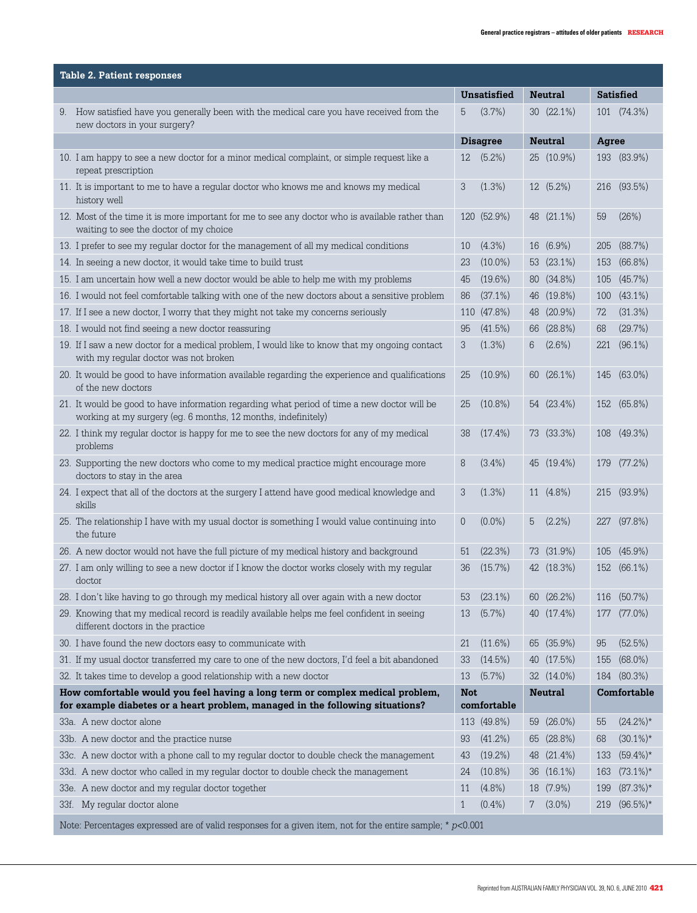**Table 2. Patient responses**

| | Unsatisfied | Neutral | Satisfied |
|---|---|---|---|
| 9. How satisfied have you generally been with the medical care you have received from the new doctors in your surgery? | 5 (3.7%) | 30 (22.1%) | 101 (74.3%) |
| | **Disagree** | **Neutral** | **Agree** |
| 10. I am happy to see a new doctor for a minor medical complaint, or simple request like a repeat prescription | 12 (5.2%) | 25 (10.9%) | 193 (83.9%) |
| 11. It is important to me to have a regular doctor who knows me and knows my medical history well | 3 (1.3%) | 12 (5.2%) | 216 (93.5%) |
| 12. Most of the time it is more important for me to see any doctor who is available rather than waiting to see the doctor of my choice | 120 (52.9%) | 48 (21.1%) | 59 (26%) |
| 13. I prefer to see my regular doctor for the management of all my medical conditions | 10 (4.3%) | 16 (6.9%) | 205 (88.7%) |
| 14. In seeing a new doctor, it would take time to build trust | 23 (10.0%) | 53 (23.1%) | 153 (66.8%) |
| 15. I am uncertain how well a new doctor would be able to help me with my problems | 45 (19.6%) | 80 (34.8%) | 105 (45.7%) |
| 16. I would not feel comfortable talking with one of the new doctors about a sensitive problem | 86 (37.1%) | 46 (19.8%) | 100 (43.1%) |
| 17. If I see a new doctor, I worry that they might not take my concerns seriously | 110 (47.8%) | 48 (20.9%) | 72 (31.3%) |
| 18. I would not find seeing a new doctor reassuring | 95 (41.5%) | 66 (28.8%) | 68 (29.7%) |
| 19. If I saw a new doctor for a medical problem, I would like to know that my ongoing contact with my regular doctor was not broken | 3 (1.3%) | 6 (2.6%) | 221 (96.1%) |
| 20. It would be good to have information available regarding the experience and qualifications of the new doctors | 25 (10.9%) | 60 (26.1%) | 145 (63.0%) |
| 21. It would be good to have information regarding what period of time a new doctor will be working at my surgery (eg. 6 months, 12 months, indefinitely) | 25 (10.8%) | 54 (23.4%) | 152 (65.8%) |
| 22. I think my regular doctor is happy for me to see the new doctors for any of my medical problems | 38 (17.4%) | 73 (33.3%) | 108 (49.3%) |
| 23. Supporting the new doctors who come to my medical practice might encourage more doctors to stay in the area | 8 (3.4%) | 45 (19.4%) | 179 (77.2%) |
| 24. I expect that all of the doctors at the surgery I attend have good medical knowledge and skills | 3 (1.3%) | 11 (4.8%) | 215 (93.9%) |
| 25. The relationship I have with my usual doctor is something I would value continuing into the future | 0 (0.0%) | 5 (2.2%) | 227 (97.8%) |
| 26. A new doctor would not have the full picture of my medical history and background | 51 (22.3%) | 73 (31.9%) | 105 (45.9%) |
| 27. I am only willing to see a new doctor if I know the doctor works closely with my regular doctor | 36 (15.7%) | 42 (18.3%) | 152 (66.1%) |
| 28. I don't like having to go through my medical history all over again with a new doctor | 53 (23.1%) | 60 (26.2%) | 116 (50.7%) |
| 29. Knowing that my medical record is readily available helps me feel confident in seeing different doctors in the practice | 13 (5.7%) | 40 (17.4%) | 177 (77.0%) |
| 30. I have found the new doctors easy to communicate with | 21 (11.6%) | 65 (35.9%) | 95 (52.5%) |
| 31. If my usual doctor transferred my care to one of the new doctors, I'd feel a bit abandoned | 33 (14.5%) | 40 (17.5%) | 155 (68.0%) |
| 32. It takes time to develop a good relationship with a new doctor | 13 (5.7%) | 32 (14.0%) | 184 (80.3%) |
| **How comfortable would you feel having a long term or complex medical problem, for example diabetes or a heart problem, managed in the following situations?** | **Not comfortable** | **Neutral** | **Comfortable** |
| 33a. A new doctor alone | 113 (49.8%) | 59 (26.0%) | 55 (24.2%)* |
| 33b. A new doctor and the practice nurse | 93 (41.2%) | 65 (28.8%) | 68 (30.1%)* |
| 33c. A new doctor with a phone call to my regular doctor to double check the management | 43 (19.2%) | 48 (21.4%) | 133 (59.4%)* |
| 33d. A new doctor who called in my regular doctor to double check the management | 24 (10.8%) | 36 (16.1%) | 163 (73.1%)* |
| 33e. A new doctor and my regular doctor together | 11 (4.8%) | 18 (7.9%) | 199 (87.3%)* |
| 33f. My regular doctor alone | 1 (0.4%) | 7 (3.0%) | 219 (96.5%)* |

Note: Percentages expressed are of valid responses for a given item, not for the entire sample; * $p<0.001$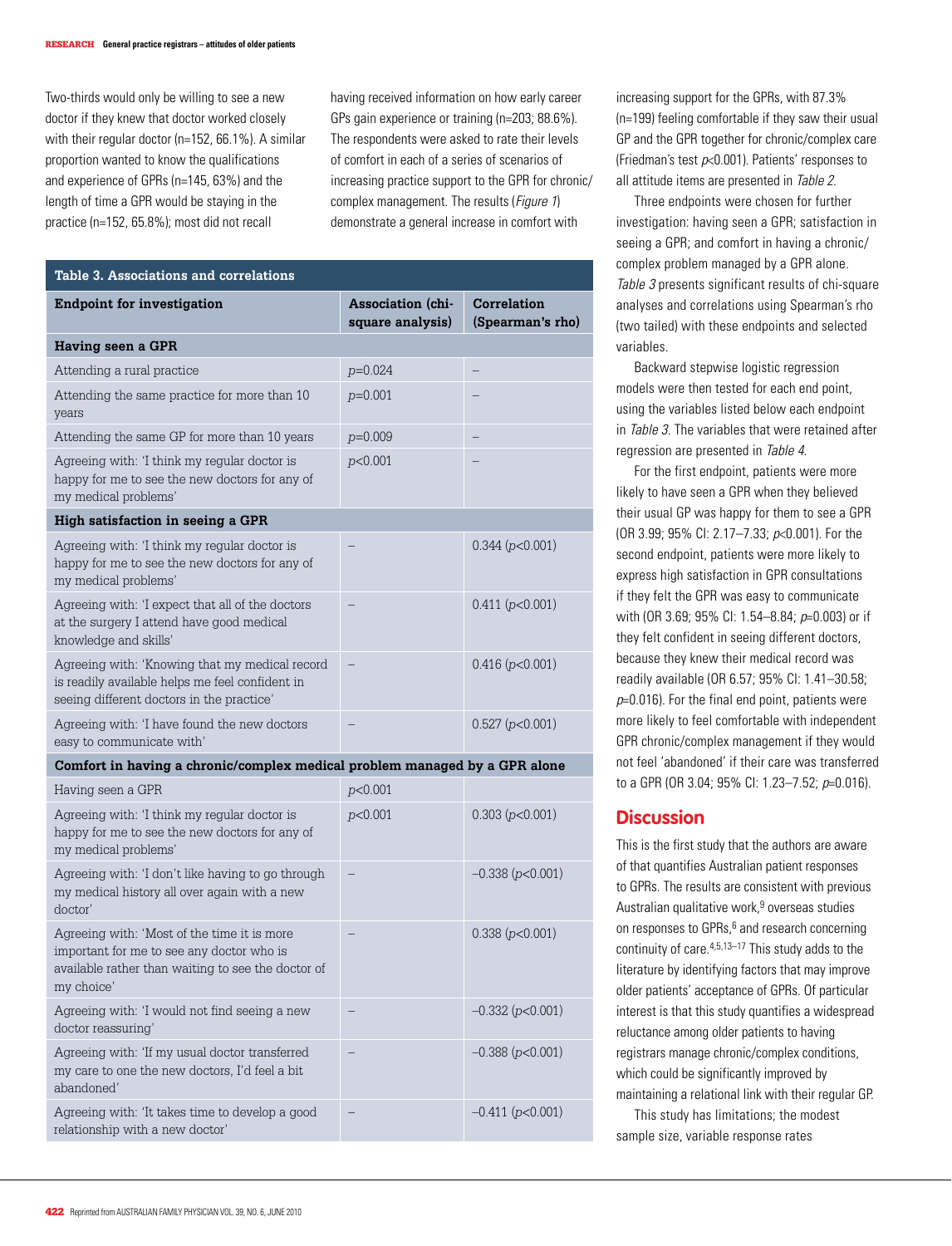Two-thirds would only be willing to see a new doctor if they knew that doctor worked closely with their regular doctor (n=152, 66.1%). A similar proportion wanted to know the qualifications and experience of GPRs (n=145, 63%) and the length of time a GPR would be staying in the practice (n=152, 65.8%); most did not recall having received information on how early career GPs gain experience or training (n=203; 88.6%). The respondents were asked to rate their levels of comfort in each of a series of scenarios of increasing practice support to the GPR for chronic/complex management. The results (*Figure 1*) demonstrate a general increase in comfort with increasing support for the GPRs, with 87.3% (n=199) feeling comfortable if they saw their usual GP and the GPR together for chronic/complex care (Friedman's test $p<0.001$). Patients' responses to all attitude items are presented in *Table 2*.

Three endpoints were chosen for further investigation: having seen a GPR; satisfaction in seeing a GPR; and comfort in having a chronic/complex problem managed by a GPR alone. *Table 3* presents significant results of chi-square analyses and correlations using Spearman's rho (two tailed) with these endpoints and selected variables.

Backward stepwise logistic regression models were then tested for each end point, using the variables listed below each endpoint in *Table 3*. The variables that were retained after regression are presented in *Table 4*.

For the first endpoint, patients were more likely to have seen a GPR when they believed their usual GP was happy for them to see a GPR (OR 3.99; 95% CI: 2.17–7.33; $p<0.001$). For the second endpoint, patients were more likely to express high satisfaction in GPR consultations if they felt the GPR was easy to communicate with (OR 3.69; 95% CI: 1.54–8.84; $p=0.003$) or if they felt confident in seeing different doctors, because they knew their medical record was readily available (OR 6.57; 95% CI: 1.41–30.58; $p=0.016$). For the final end point, patients were more likely to feel comfortable with independent GPR chronic/complex management if they would not feel 'abandoned' if their care was transferred to a GPR (OR 3.04; 95% CI: 1.23–7.52; $p=0.016$).

**Table 3. Associations and correlations**

| Endpoint for investigation | Association (chi-square analysis) | Correlation (Spearman's rho) |
|---|---|---|
| **Having seen a GPR** | | |
| Attending a rural practice | $p=0.024$ | – |
| Attending the same practice for more than 10 years | $p=0.001$ | – |
| Attending the same GP for more than 10 years | $p=0.009$ | – |
| Agreeing with: 'I think my regular doctor is happy for me to see the new doctors for any of my medical problems' | $p<0.001$ | – |
| **High satisfaction in seeing a GPR** | | |
| Agreeing with: 'I think my regular doctor is happy for me to see the new doctors for any of my medical problems' | – | 0.344 ($p<0.001$) |
| Agreeing with: 'I expect that all of the doctors at the surgery I attend have good medical knowledge and skills' | – | 0.411 ($p<0.001$) |
| Agreeing with: 'Knowing that my medical record is readily available helps me feel confident in seeing different doctors in the practice' | – | 0.416 ($p<0.001$) |
| Agreeing with: 'I have found the new doctors easy to communicate with' | – | 0.527 ($p<0.001$) |
| **Comfort in having a chronic/complex medical problem managed by a GPR alone** | | |
| Having seen a GPR | $p<0.001$ | |
| Agreeing with: 'I think my regular doctor is happy for me to see the new doctors for any of my medical problems' | $p<0.001$ | 0.303 ($p<0.001$) |
| Agreeing with: 'I don't like having to go through my medical history all over again with a new doctor' | – | –0.338 ($p<0.001$) |
| Agreeing with: 'Most of the time it is more important for me to see any doctor who is available rather than waiting to see the doctor of my choice' | – | 0.338 ($p<0.001$) |
| Agreeing with: 'I would not find seeing a new doctor reassuring' | – | –0.332 ($p<0.001$) |
| Agreeing with: 'If my usual doctor transferred my care to one the new doctors, I'd feel a bit abandoned' | – | –0.388 ($p<0.001$) |
| Agreeing with: 'It takes time to develop a good relationship with a new doctor' | – | –0.411 ($p<0.001$) |

## Discussion

This is the first study that the authors are aware of that quantifies Australian patient responses to GPRs. The results are consistent with previous Australian qualitative work,[9] overseas studies on responses to GPRs,[6] and research concerning continuity of care.[4,5,13–17] This study adds to the literature by identifying factors that may improve older patients' acceptance of GPRs. Of particular interest is that this study quantifies a widespread reluctance among older patients to having registrars manage chronic/complex conditions, which could be significantly improved by maintaining a relational link with their regular GP.

This study has limitations; the modest sample size, variable response rates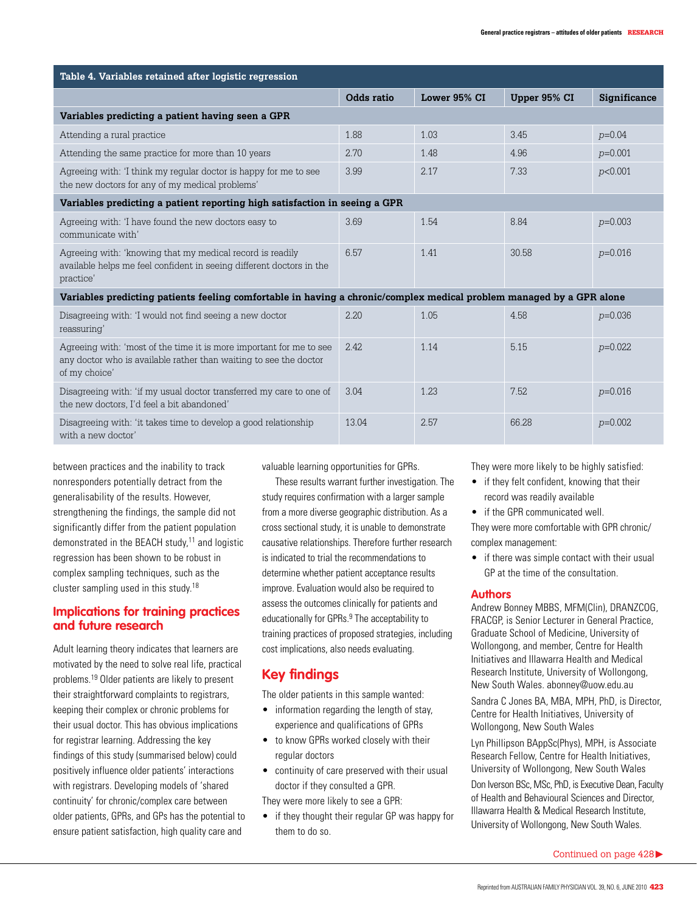**Table 4. Variables retained after logistic regression**

| | Odds ratio | Lower 95% CI | Upper 95% CI | Significance |
|---|---|---|---|---|
| **Variables predicting a patient having seen a GPR** | | | | |
| Attending a rural practice | 1.88 | 1.03 | 3.45 | $p$=0.04 |
| Attending the same practice for more than 10 years | 2.70 | 1.48 | 4.96 | $p$=0.001 |
| Agreeing with: 'I think my regular doctor is happy for me to see the new doctors for any of my medical problems' | 3.99 | 2.17 | 7.33 | $p$<0.001 |
| **Variables predicting a patient reporting high satisfaction in seeing a GPR** | | | | |
| Agreeing with: 'I have found the new doctors easy to communicate with' | 3.69 | 1.54 | 8.84 | $p$=0.003 |
| Agreeing with: 'knowing that my medical record is readily available helps me feel confident in seeing different doctors in the practice' | 6.57 | 1.41 | 30.58 | $p$=0.016 |
| **Variables predicting patients feeling comfortable in having a chronic/complex medical problem managed by a GPR alone** | | | | |
| Disagreeing with: 'I would not find seeing a new doctor reassuring' | 2.20 | 1.05 | 4.58 | $p$=0.036 |
| Agreeing with: 'most of the time it is more important for me to see any doctor who is available rather than waiting to see the doctor of my choice' | 2.42 | 1.14 | 5.15 | $p$=0.022 |
| Disagreeing with: 'if my usual doctor transferred my care to one of the new doctors, I'd feel a bit abandoned' | 3.04 | 1.23 | 7.52 | $p$=0.016 |
| Disagreeing with: 'it takes time to develop a good relationship with a new doctor' | 13.04 | 2.57 | 66.28 | $p$=0.002 |

between practices and the inability to track nonresponders potentially detract from the generalisability of the results. However, strengthening the findings, the sample did not significantly differ from the patient population demonstrated in the BEACH study,[11] and logistic regression has been shown to be robust in complex sampling techniques, such as the cluster sampling used in this study.[18]

## Implications for training practices and future research

Adult learning theory indicates that learners are motivated by the need to solve real life, practical problems.[19] Older patients are likely to present their straightforward complaints to registrars, keeping their complex or chronic problems for their usual doctor. This has obvious implications for registrar learning. Addressing the key findings of this study (summarised below) could positively influence older patients' interactions with registrars. Developing models of 'shared continuity' for chronic/complex care between older patients, GPRs, and GPs has the potential to ensure patient satisfaction, high quality care and valuable learning opportunities for GPRs.

These results warrant further investigation. The study requires confirmation with a larger sample from a more diverse geographic distribution. As a cross sectional study, it is unable to demonstrate causative relationships. Therefore further research is indicated to trial the recommendations to determine whether patient acceptance results improve. Evaluation would also be required to assess the outcomes clinically for patients and educationally for GPRs.[9] The acceptability to training practices of proposed strategies, including cost implications, also needs evaluating.

## Key findings

The older patients in this sample wanted:

- information regarding the length of stay, experience and qualifications of GPRs
- to know GPRs worked closely with their regular doctors
- continuity of care preserved with their usual doctor if they consulted a GPR.

They were more likely to see a GPR:

- if they thought their regular GP was happy for them to do so.

They were more likely to be highly satisfied:

- if they felt confident, knowing that their record was readily available
- if the GPR communicated well.

They were more comfortable with GPR chronic/complex management:

- if there was simple contact with their usual GP at the time of the consultation.

## Authors

Andrew Bonney MBBS, MFM(Clin), DRANZCOG, FRACGP, is Senior Lecturer in General Practice, Graduate School of Medicine, University of Wollongong, and member, Centre for Health Initiatives and Illawarra Health and Medical Research Institute, University of Wollongong, New South Wales. abonney@uow.edu.au

Sandra C Jones BA, MBA, MPH, PhD, is Director, Centre for Health Initiatives, University of Wollongong, New South Wales

Lyn Phillipson BAppSc(Phys), MPH, is Associate Research Fellow, Centre for Health Initiatives, University of Wollongong, New South Wales

Don Iverson BSc, MSc, PhD, is Executive Dean, Faculty of Health and Behavioural Sciences and Director, Illawarra Health & Medical Research Institute, University of Wollongong, New South Wales.

Continued on page 428▶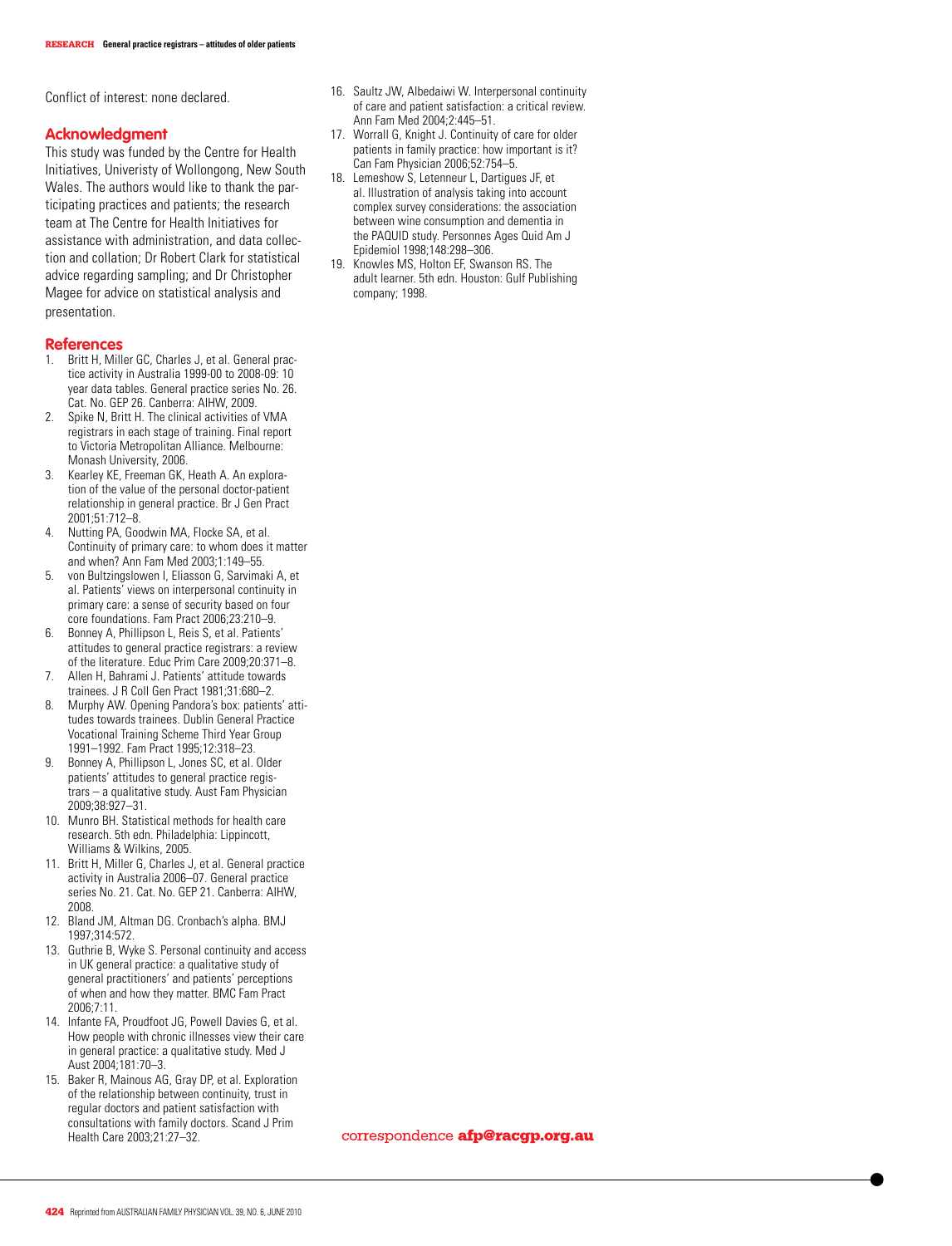Conflict of interest: none declared.

## Acknowledgment

This study was funded by the Centre for Health Initiatives, Univeristy of Wollongong, New South Wales. The authors would like to thank the participating practices and patients; the research team at The Centre for Health Initiatives for assistance with administration, and data collection and collation; Dr Robert Clark for statistical advice regarding sampling; and Dr Christopher Magee for advice on statistical analysis and presentation.

## References

1. Britt H, Miller GC, Charles J, et al. General practice activity in Australia 1999-00 to 2008-09: 10 year data tables. General practice series No. 26. Cat. No. GEP 26. Canberra: AIHW, 2009.
2. Spike N, Britt H. The clinical activities of VMA registrars in each stage of training. Final report to Victoria Metropolitan Alliance. Melbourne: Monash University, 2006.
3. Kearley KE, Freeman GK, Heath A. An exploration of the value of the personal doctor-patient relationship in general practice. Br J Gen Pract 2001;51:712–8.
4. Nutting PA, Goodwin MA, Flocke SA, et al. Continuity of primary care: to whom does it matter and when? Ann Fam Med 2003;1:149–55.
5. von Bultzingslowen I, Eliasson G, Sarvimaki A, et al. Patients' views on interpersonal continuity in primary care: a sense of security based on four core foundations. Fam Pract 2006;23:210–9.
6. Bonney A, Phillipson L, Reis S, et al. Patients' attitudes to general practice registrars: a review of the literature. Educ Prim Care 2009;20:371–8.
7. Allen H, Bahrami J. Patients' attitude towards trainees. J R Coll Gen Pract 1981;31:680–2.
8. Murphy AW. Opening Pandora's box: patients' attitudes towards trainees. Dublin General Practice Vocational Training Scheme Third Year Group 1991–1992. Fam Pract 1995;12:318–23.
9. Bonney A, Phillipson L, Jones SC, et al. Older patients' attitudes to general practice registrars – a qualitative study. Aust Fam Physician 2009;38:927–31.
10. Munro BH. Statistical methods for health care research. 5th edn. Philadelphia: Lippincott, Williams & Wilkins, 2005.
11. Britt H, Miller G, Charles J, et al. General practice activity in Australia 2006–07. General practice series No. 21. Cat. No. GEP 21. Canberra: AIHW, 2008.
12. Bland JM, Altman DG. Cronbach's alpha. BMJ 1997;314:572.
13. Guthrie B, Wyke S. Personal continuity and access in UK general practice: a qualitative study of general practitioners' and patients' perceptions of when and how they matter. BMC Fam Pract 2006;7:11.
14. Infante FA, Proudfoot JG, Powell Davies G, et al. How people with chronic illnesses view their care in general practice: a qualitative study. Med J Aust 2004;181:70–3.
15. Baker R, Mainous AG, Gray DP, et al. Exploration of the relationship between continuity, trust in regular doctors and patient satisfaction with consultations with family doctors. Scand J Prim Health Care 2003;21:27–32.
16. Saultz JW, Albedaiwi W. Interpersonal continuity of care and patient satisfaction: a critical review. Ann Fam Med 2004;2:445–51.
17. Worrall G, Knight J. Continuity of care for older patients in family practice: how important is it? Can Fam Physician 2006;52:754–5.
18. Lemeshow S, Letenneur L, Dartigues JF, et al. Illustration of analysis taking into account complex survey considerations: the association between wine consumption and dementia in the PAQUID study. Personnes Ages Quid Am J Epidemiol 1998;148:298–306.
19. Knowles MS, Holton EF, Swanson RS. The adult learner. 5th edn. Houston: Gulf Publishing company; 1998.

correspondence **afp@racgp.org.au**